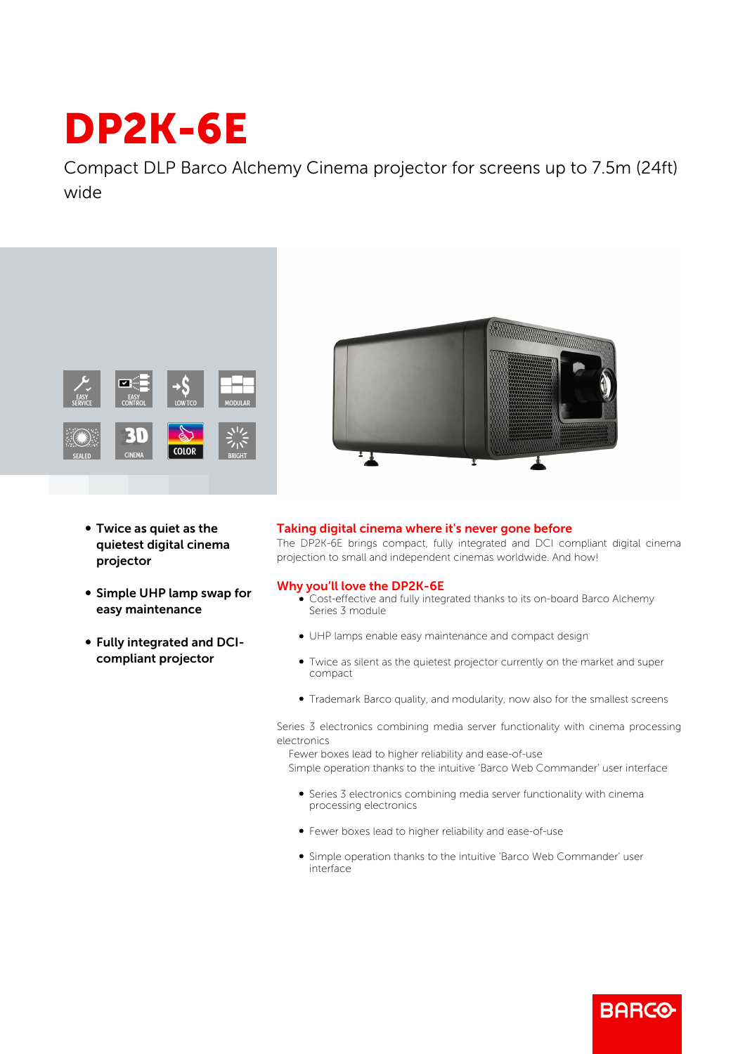// DP2K-6E

Compact DLP Barco Alchemy Cinema projector for screens up to 7.5m (24ft) wide

- **Twice as quiet as the quietest digital cinema projector**
- **Simple UHP lamp swap for easy maintenance**
- **Fully integrated and DCI-compliant projector**

## Taking digital cinema where it's never gone before

The DP2K-6E brings compact, fully integrated and DCI compliant digital cinema projection to small and independent cinemas worldwide. And how!

## Why you'll love the DP2K-6E

- Cost-effective and fully integrated thanks to its on-board Barco Alchemy Series 3 module
- UHP lamps enable easy maintenance and compact design
- Twice as silent as the quietest projector currently on the market and super compact
- Trademark Barco quality, and modularity, now also for the smallest screens

Series 3 electronics combining media server functionality with cinema processing electronics

Fewer boxes lead to higher reliability and ease-of-use

Simple operation thanks to the intuitive 'Barco Web Commander' user interface

- Series 3 electronics combining media server functionality with cinema processing electronics
- Fewer boxes lead to higher reliability and ease-of-use
- Simple operation thanks to the intuitive 'Barco Web Commander' user interface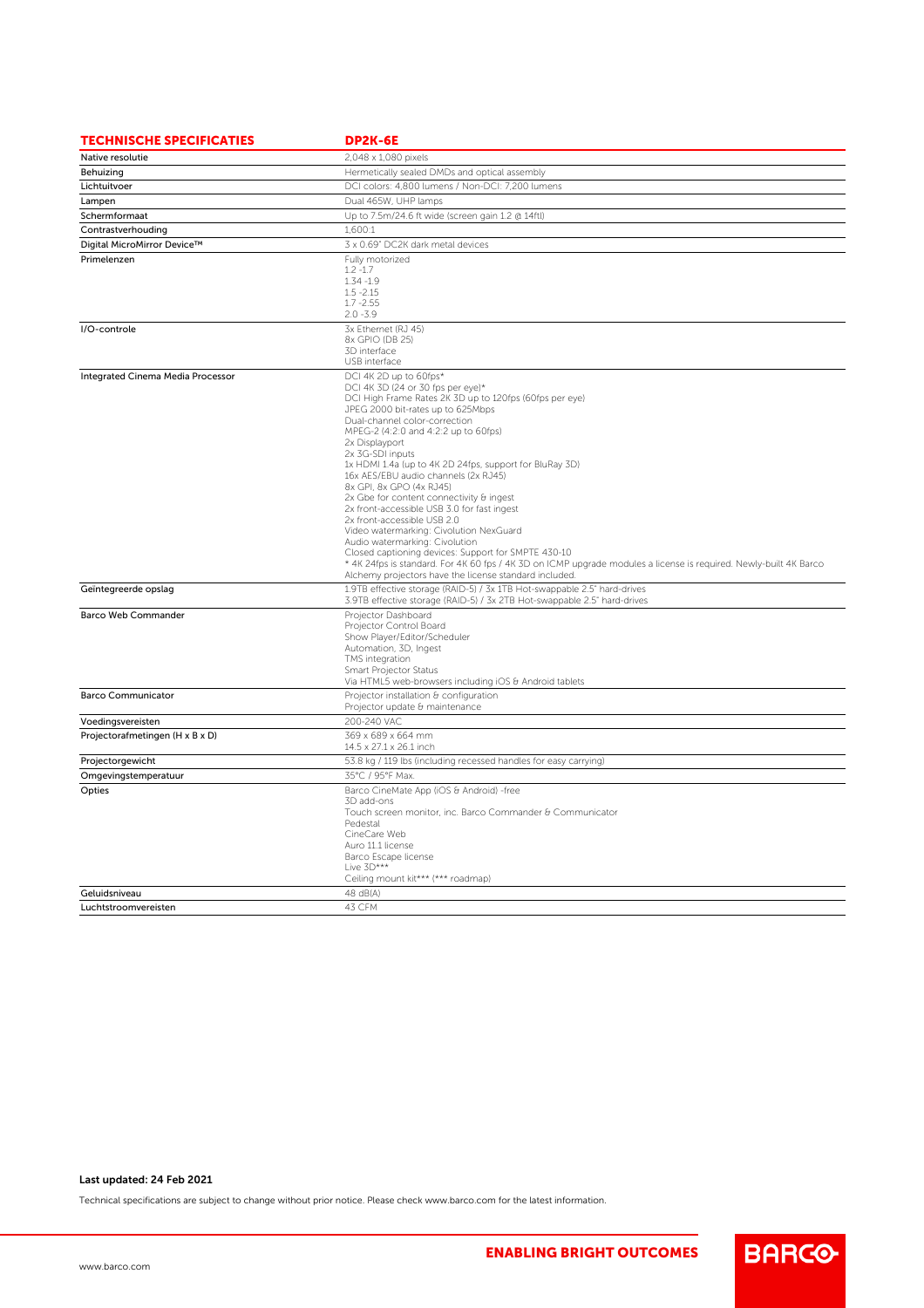| TECHNISCHE SPECIFICATIES | DP2K-6E |
|---|---|
| Native resolutie | 2,048 x 1,080 pixels |
| Behuizing | Hermetically sealed DMDs and optical assembly |
| Lichtuitvoer | DCI colors: 4,800 lumens / Non-DCI: 7,200 lumens |
| Lampen | Dual 465W, UHP lamps |
| Schermformaat | Up to 7.5m/24.6 ft wide (screen gain 1.2 @ 14ftl) |
| Contrastverhouding | 1,600:1 |
| Digital MicroMirror Device™ | 3 x 0.69" DC2K dark metal devices |
| Primelenzen | Fully motorized<br>1.2 -1.7<br>1.34 -1.9<br>1.5 -2.15<br>1.7 -2.55<br>2.0 -3.9 |
| I/O-controle | 3x Ethernet (RJ 45)<br>8x GPIO (DB 25)<br>3D interface<br>USB interface |
| Integrated Cinema Media Processor | DCI 4K 2D up to 60fps*<br>DCI 4K 3D (24 or 30 fps per eye)*<br>DCI High Frame Rates 2K 3D up to 120fps (60fps per eye)<br>JPEG 2000 bit-rates up to 625Mbps<br>Dual-channel color-correction<br>MPEG-2 (4:2:0 and 4:2:2 up to 60fps)<br>2x Displayport<br>2x 3G-SDI inputs<br>1x HDMI 1.4a (up to 4K 2D 24fps, support for BluRay 3D)<br>16x AES/EBU audio channels (2x RJ45)<br>8x GPI, 8x GPO (4x RJ45)<br>2x Gbe for content connectivity & ingest<br>2x front-accessible USB 3.0 for fast ingest<br>2x front-accessible USB 2.0<br>Video watermarking: Civolution NexGuard<br>Audio watermarking: Civolution<br>Closed captioning devices: Support for SMPTE 430-10<br>* 4K 24fps is standard. For 4K 60 fps / 4K 3D on ICMP upgrade modules a license is required. Newly-built 4K Barco Alchemy projectors have the license standard included. |
| Geïntegreerde opslag | 1.9TB effective storage (RAID-5) / 3x 1TB Hot-swappable 2.5" hard-drives<br>3.9TB effective storage (RAID-5) / 3x 2TB Hot-swappable 2.5" hard-drives |
| Barco Web Commander | Projector Dashboard<br>Projector Control Board<br>Show Player/Editor/Scheduler<br>Automation, 3D, Ingest<br>TMS integration<br>Smart Projector Status<br>Via HTML5 web-browsers including iOS & Android tablets |
| Barco Communicator | Projector installation & configuration<br>Projector update & maintenance |
| Voedingsvereisten | 200-240 VAC |
| Projectorafmetingen (H x B x D) | 369 x 689 x 664 mm<br>14.5 x 27.1 x 26.1 inch |
| Projectorgewicht | 53.8 kg / 119 lbs (including recessed handles for easy carrying) |
| Omgevingstemperatuur | 35°C / 95°F Max. |
| Opties | Barco CineMate App (iOS & Android) -free<br>3D add-ons<br>Touch screen monitor, inc. Barco Commander & Communicator<br>Pedestal<br>CineCare Web<br>Auro 11.1 license<br>Barco Escape license<br>Live 3D***<br>Ceiling mount kit*** (*** roadmap) |
| Geluidsniveau | 48 dB(A) |
| Luchtstroomvereisten | 43 CFM |

**Last updated: 24 Feb 2021**

Technical specifications are subject to change without prior notice. Please check www.barco.com for the latest information.

ENABLING BRIGHT OUTCOMES